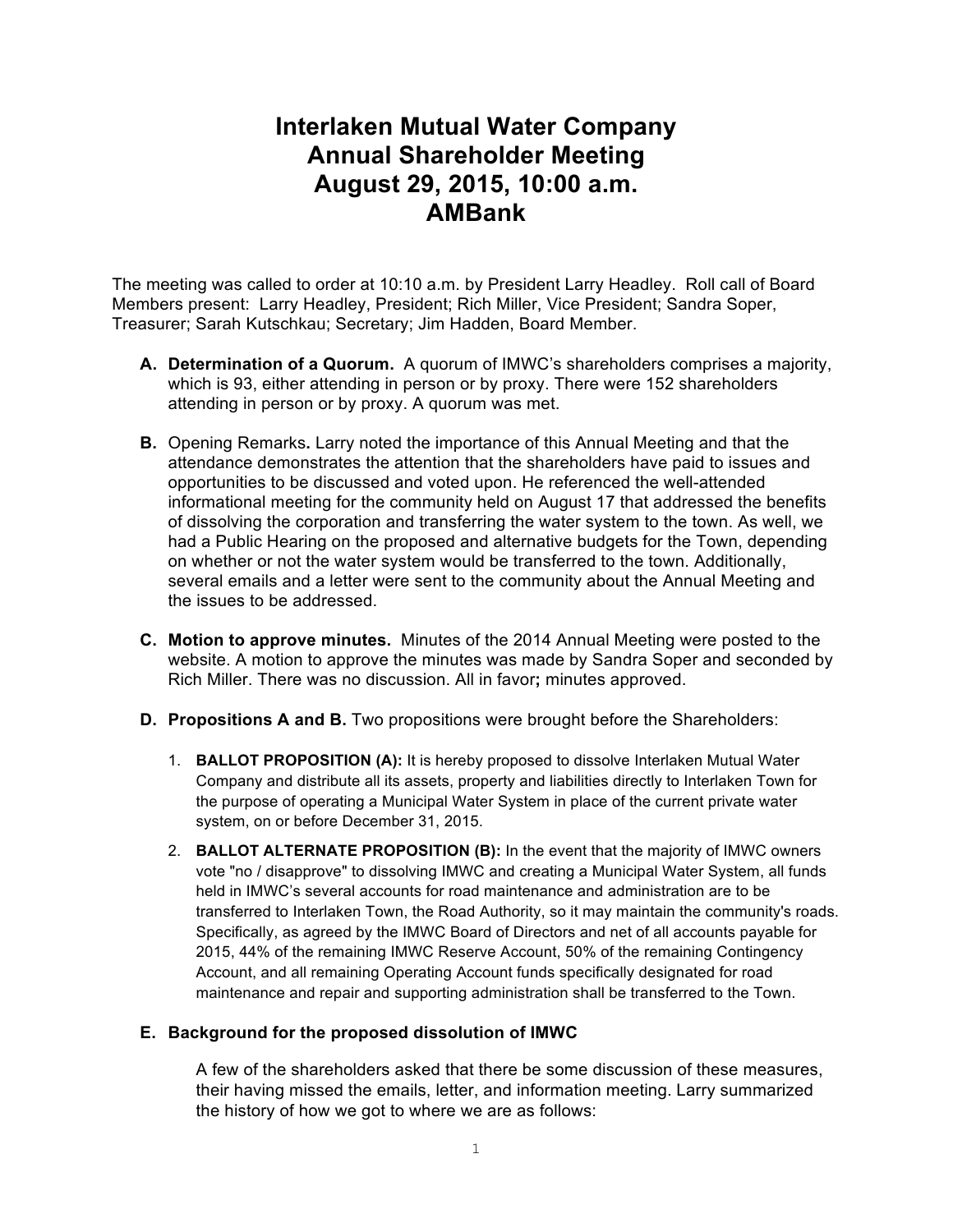# Interlaken Mutual Water Company
# Annual Shareholder Meeting
# August 29, 2015, 10:00 a.m.
# AMBank

The meeting was called to order at 10:10 a.m. by President Larry Headley. Roll call of Board Members present: Larry Headley, President; Rich Miller, Vice President; Sandra Soper, Treasurer; Sarah Kutschkau; Secretary; Jim Hadden, Board Member.

**A. Determination of a Quorum.** A quorum of IMWC's shareholders comprises a majority, which is 93, either attending in person or by proxy. There were 152 shareholders attending in person or by proxy. A quorum was met.

**B.** Opening Remarks**.** Larry noted the importance of this Annual Meeting and that the attendance demonstrates the attention that the shareholders have paid to issues and opportunities to be discussed and voted upon. He referenced the well-attended informational meeting for the community held on August 17 that addressed the benefits of dissolving the corporation and transferring the water system to the town. As well, we had a Public Hearing on the proposed and alternative budgets for the Town, depending on whether or not the water system would be transferred to the town. Additionally, several emails and a letter were sent to the community about the Annual Meeting and the issues to be addressed.

**C. Motion to approve minutes.** Minutes of the 2014 Annual Meeting were posted to the website. A motion to approve the minutes was made by Sandra Soper and seconded by Rich Miller. There was no discussion. All in favor**;** minutes approved.

**D. Propositions A and B.** Two propositions were brought before the Shareholders:

1. **BALLOT PROPOSITION (A):** It is hereby proposed to dissolve Interlaken Mutual Water Company and distribute all its assets, property and liabilities directly to Interlaken Town for the purpose of operating a Municipal Water System in place of the current private water system, on or before December 31, 2015.
2. **BALLOT ALTERNATE PROPOSITION (B):** In the event that the majority of IMWC owners vote "no / disapprove" to dissolving IMWC and creating a Municipal Water System, all funds held in IMWC's several accounts for road maintenance and administration are to be transferred to Interlaken Town, the Road Authority, so it may maintain the community's roads. Specifically, as agreed by the IMWC Board of Directors and net of all accounts payable for 2015, 44% of the remaining IMWC Reserve Account, 50% of the remaining Contingency Account, and all remaining Operating Account funds specifically designated for road maintenance and repair and supporting administration shall be transferred to the Town.

**E. Background for the proposed dissolution of IMWC**

A few of the shareholders asked that there be some discussion of these measures, their having missed the emails, letter, and information meeting. Larry summarized the history of how we got to where we are as follows: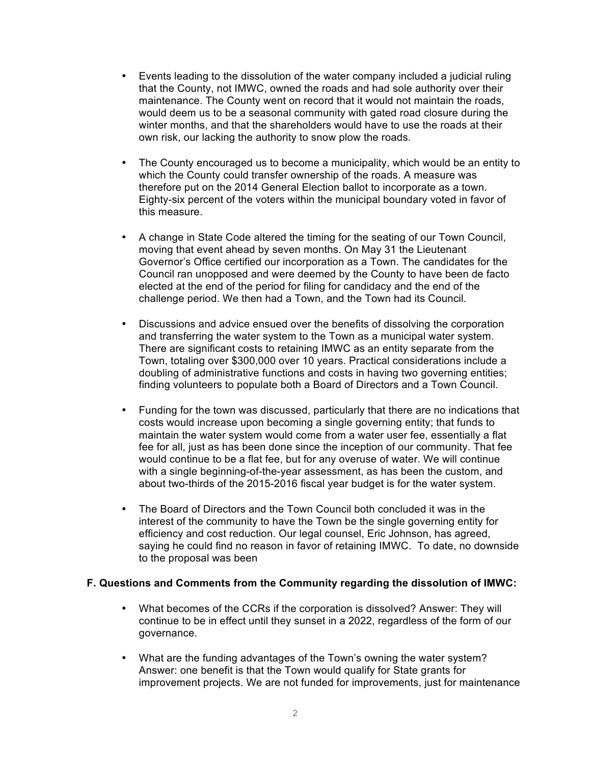- Events leading to the dissolution of the water company included a judicial ruling that the County, not IMWC, owned the roads and had sole authority over their maintenance. The County went on record that it would not maintain the roads, would deem us to be a seasonal community with gated road closure during the winter months, and that the shareholders would have to use the roads at their own risk, our lacking the authority to snow plow the roads.

- The County encouraged us to become a municipality, which would be an entity to which the County could transfer ownership of the roads. A measure was therefore put on the 2014 General Election ballot to incorporate as a town. Eighty-six percent of the voters within the municipal boundary voted in favor of this measure.

- A change in State Code altered the timing for the seating of our Town Council, moving that event ahead by seven months. On May 31 the Lieutenant Governor's Office certified our incorporation as a Town. The candidates for the Council ran unopposed and were deemed by the County to have been de facto elected at the end of the period for filing for candidacy and the end of the challenge period. We then had a Town, and the Town had its Council.

- Discussions and advice ensued over the benefits of dissolving the corporation and transferring the water system to the Town as a municipal water system. There are significant costs to retaining IMWC as an entity separate from the Town, totaling over $300,000 over 10 years. Practical considerations include a doubling of administrative functions and costs in having two governing entities; finding volunteers to populate both a Board of Directors and a Town Council.

- Funding for the town was discussed, particularly that there are no indications that costs would increase upon becoming a single governing entity; that funds to maintain the water system would come from a water user fee, essentially a flat fee for all, just as has been done since the inception of our community. That fee would continue to be a flat fee, but for any overuse of water. We will continue with a single beginning-of-the-year assessment, as has been the custom, and about two-thirds of the 2015-2016 fiscal year budget is for the water system.

- The Board of Directors and the Town Council both concluded it was in the interest of the community to have the Town be the single governing entity for efficiency and cost reduction. Our legal counsel, Eric Johnson, has agreed, saying he could find no reason in favor of retaining IMWC. To date, no downside to the proposal was been

**F. Questions and Comments from the Community regarding the dissolution of IMWC:**

- What becomes of the CCRs if the corporation is dissolved? Answer: They will continue to be in effect until they sunset in a 2022, regardless of the form of our governance.

- What are the funding advantages of the Town's owning the water system? Answer: one benefit is that the Town would qualify for State grants for improvement projects. We are not funded for improvements, just for maintenance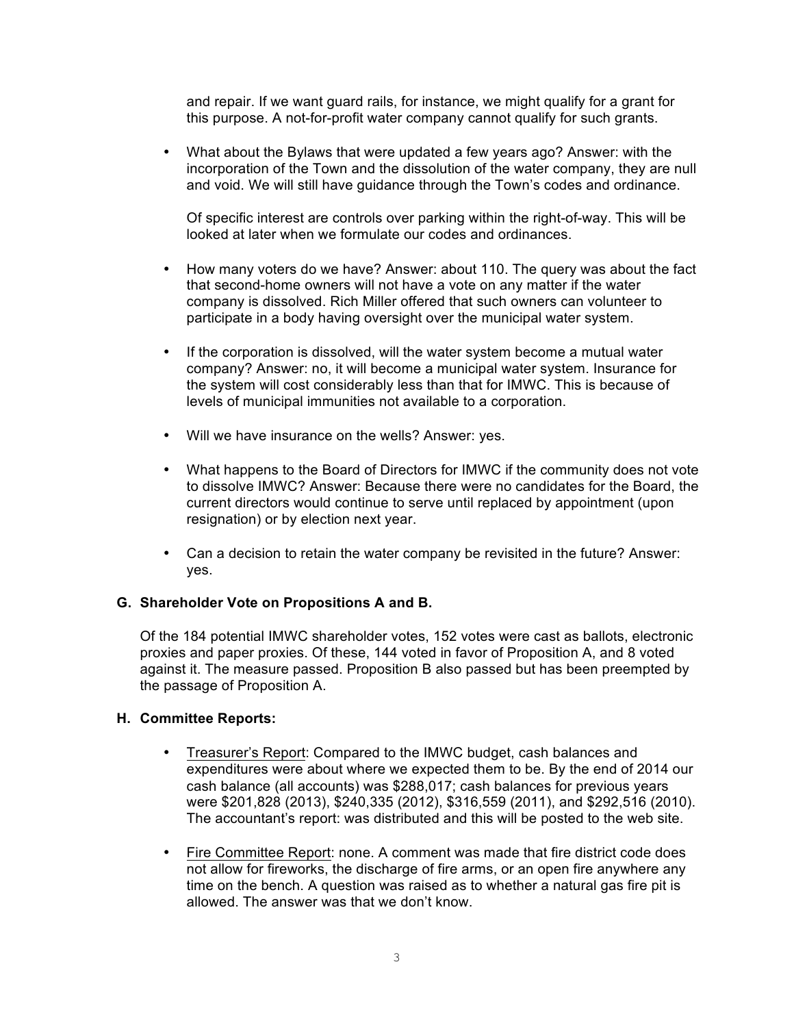and repair. If we want guard rails, for instance, we might qualify for a grant for this purpose. A not-for-profit water company cannot qualify for such grants.

- What about the Bylaws that were updated a few years ago? Answer: with the incorporation of the Town and the dissolution of the water company, they are null and void. We will still have guidance through the Town's codes and ordinance.

  Of specific interest are controls over parking within the right-of-way. This will be looked at later when we formulate our codes and ordinances.

- How many voters do we have? Answer: about 110. The query was about the fact that second-home owners will not have a vote on any matter if the water company is dissolved. Rich Miller offered that such owners can volunteer to participate in a body having oversight over the municipal water system.

- If the corporation is dissolved, will the water system become a mutual water company? Answer: no, it will become a municipal water system. Insurance for the system will cost considerably less than that for IMWC. This is because of levels of municipal immunities not available to a corporation.

- Will we have insurance on the wells? Answer: yes.

- What happens to the Board of Directors for IMWC if the community does not vote to dissolve IMWC? Answer: Because there were no candidates for the Board, the current directors would continue to serve until replaced by appointment (upon resignation) or by election next year.

- Can a decision to retain the water company be revisited in the future? Answer: yes.

### G. Shareholder Vote on Propositions A and B.

Of the 184 potential IMWC shareholder votes, 152 votes were cast as ballots, electronic proxies and paper proxies. Of these, 144 voted in favor of Proposition A, and 8 voted against it. The measure passed. Proposition B also passed but has been preempted by the passage of Proposition A.

### H. Committee Reports:

- Treasurer's Report: Compared to the IMWC budget, cash balances and expenditures were about where we expected them to be. By the end of 2014 our cash balance (all accounts) was $288,017; cash balances for previous years were $201,828 (2013), $240,335 (2012), $316,559 (2011), and $292,516 (2010). The accountant's report: was distributed and this will be posted to the web site.

- Fire Committee Report: none. A comment was made that fire district code does not allow for fireworks, the discharge of fire arms, or an open fire anywhere any time on the bench. A question was raised as to whether a natural gas fire pit is allowed. The answer was that we don't know.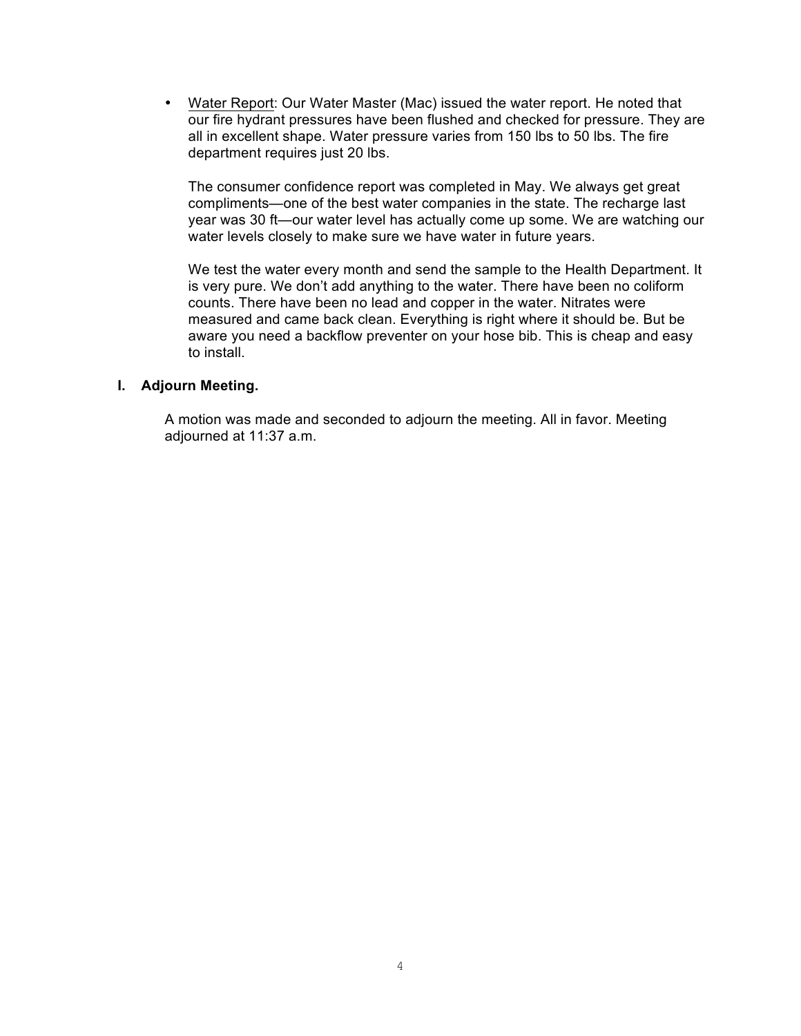- Water Report: Our Water Master (Mac) issued the water report. He noted that our fire hydrant pressures have been flushed and checked for pressure. They are all in excellent shape. Water pressure varies from 150 lbs to 50 lbs. The fire department requires just 20 lbs.

  The consumer confidence report was completed in May. We always get great compliments—one of the best water companies in the state. The recharge last year was 30 ft—our water level has actually come up some. We are watching our water levels closely to make sure we have water in future years.

  We test the water every month and send the sample to the Health Department. It is very pure. We don't add anything to the water. There have been no coliform counts. There have been no lead and copper in the water. Nitrates were measured and came back clean. Everything is right where it should be. But be aware you need a backflow preventer on your hose bib. This is cheap and easy to install.

**I. Adjourn Meeting.**

A motion was made and seconded to adjourn the meeting. All in favor. Meeting adjourned at 11:37 a.m.